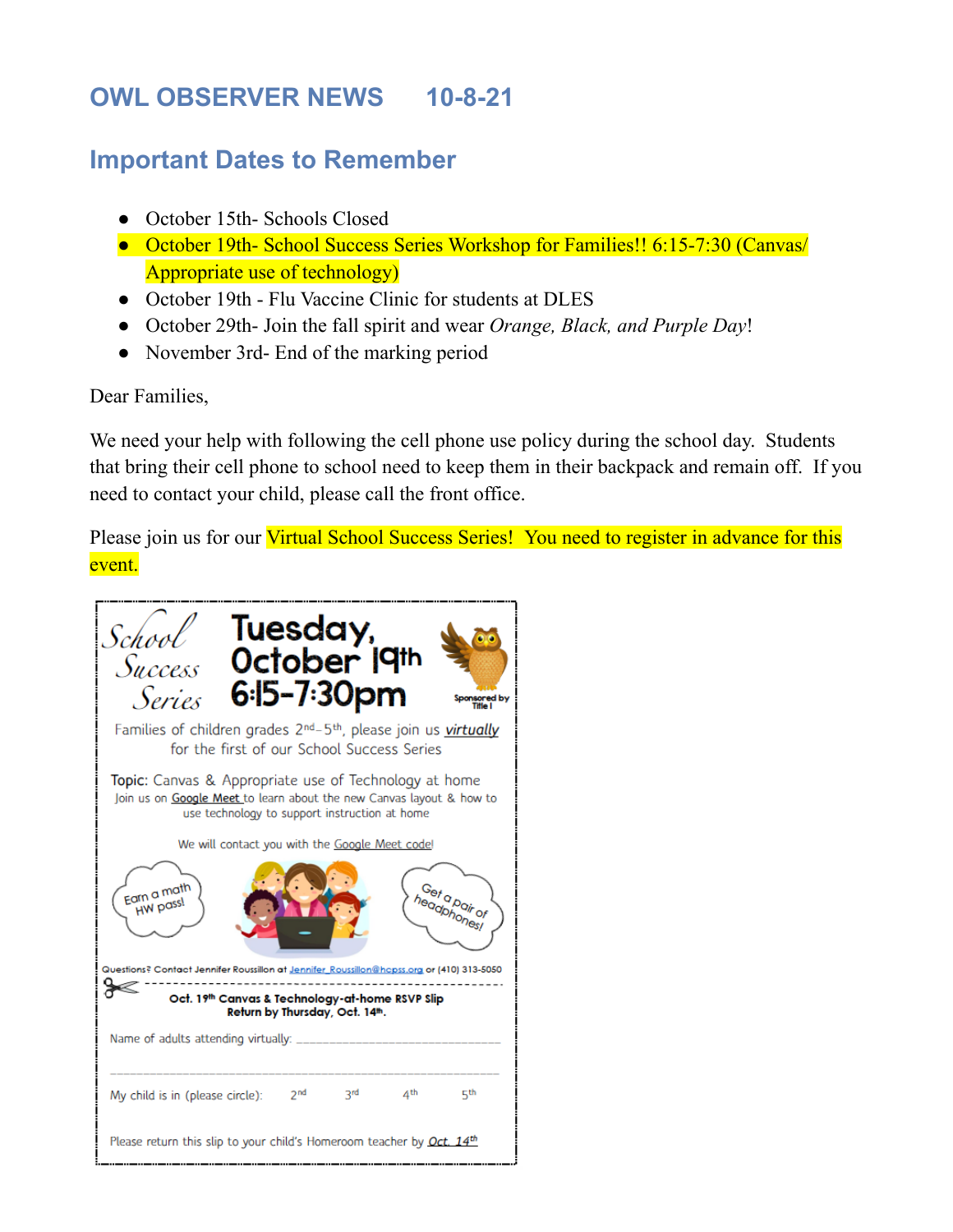# OWL OBSERVER NEWS 10-8-21

## Important Dates to Remember

- October 15th- Schools Closed
- October 19th- School Success Series Workshop for Families!! 6:15-7:30 (Canvas/ Appropriate use of technology)
- October 19th - Flu Vaccine Clinic for students at DLES
- October 29th- Join the fall spirit and wear *Orange, Black, and Purple Day*!
- November 3rd- End of the marking period

Dear Families,

We need your help with following the cell phone use policy during the school day. Students that bring their cell phone to school need to keep them in their backpack and remain off. If you need to contact your child, please call the front office.

Please join us for our Virtual School Success Series! You need to register in advance for this event.

School Success Series

**Tuesday, October 19th 6:15-7:30pm**

Sponsored by Title I

Families of children grades 2nd–5th, please join us *virtually* for the first of our School Success Series

Topic: Canvas & Appropriate use of Technology at home

Join us on Google Meet to learn about the new Canvas layout & how to use technology to support instruction at home

We will contact you with the Google Meet code!

Earn a math HW pass!

Get a pair of headphones!

Questions? Contact Jennifer Roussillon at Jennifer_Roussillon@hcpss.org or (410) 313-5050

---

**Oct. 19th Canvas & Technology-at-home RSVP Slip**
**Return by Thursday, Oct. 14th.**

Name of adults attending virtually: ______________________________

______________________________________________________________

My child is in (please circle): 2nd 3rd 4th 5th

Please return this slip to your child's Homeroom teacher by *Oct. 14th*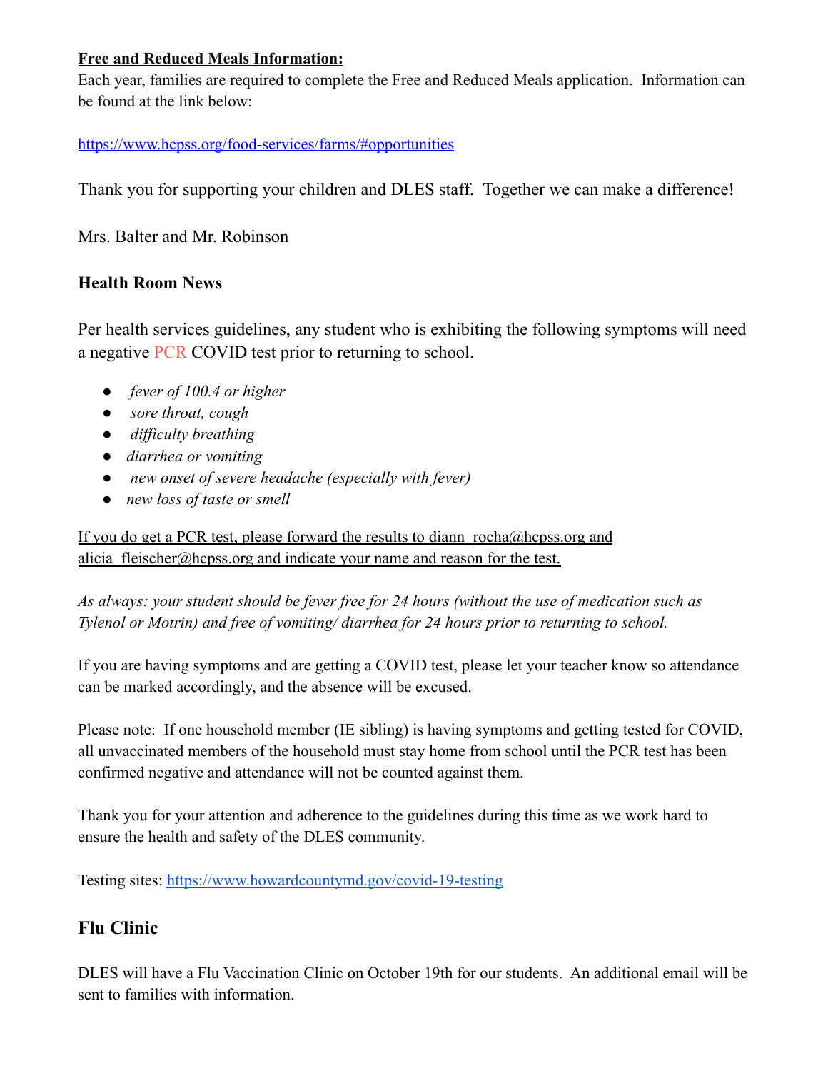**Free and Reduced Meals Information:**

Each year, families are required to complete the Free and Reduced Meals application. Information can be found at the link below:

https://www.hcpss.org/food-services/farms/#opportunities

Thank you for supporting your children and DLES staff. Together we can make a difference!

Mrs. Balter and Mr. Robinson

### Health Room News

Per health services guidelines, any student who is exhibiting the following symptoms will need a negative PCR COVID test prior to returning to school.

- *fever of 100.4 or higher*
- *sore throat, cough*
- *difficulty breathing*
- *diarrhea or vomiting*
- *new onset of severe headache (especially with fever)*
- *new loss of taste or smell*

If you do get a PCR test, please forward the results to diann_rocha@hcpss.org and alicia_fleischer@hcpss.org and indicate your name and reason for the test.

*As always: your student should be fever free for 24 hours (without the use of medication such as Tylenol or Motrin) and free of vomiting/ diarrhea for 24 hours prior to returning to school.*

If you are having symptoms and are getting a COVID test, please let your teacher know so attendance can be marked accordingly, and the absence will be excused.

Please note: If one household member (IE sibling) is having symptoms and getting tested for COVID, all unvaccinated members of the household must stay home from school until the PCR test has been confirmed negative and attendance will not be counted against them.

Thank you for your attention and adherence to the guidelines during this time as we work hard to ensure the health and safety of the DLES community.

Testing sites: https://www.howardcountymd.gov/covid-19-testing

## Flu Clinic

DLES will have a Flu Vaccination Clinic on October 19th for our students. An additional email will be sent to families with information.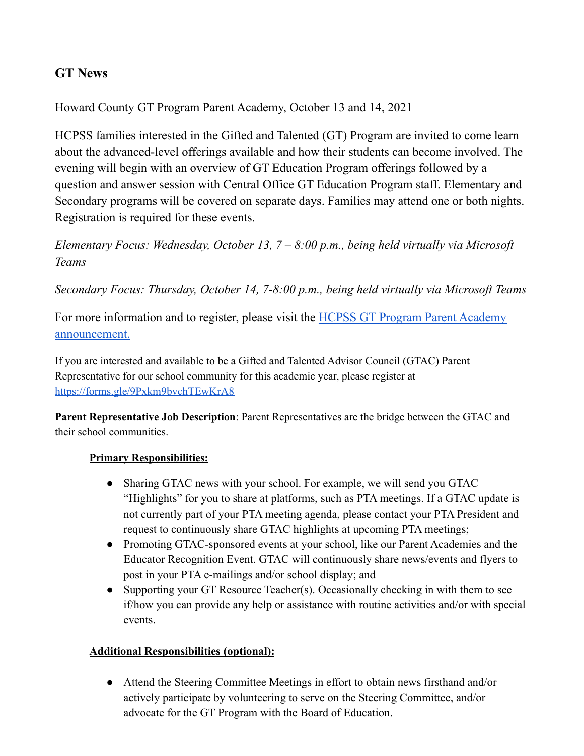## GT News

Howard County GT Program Parent Academy, October 13 and 14, 2021

HCPSS families interested in the Gifted and Talented (GT) Program are invited to come learn about the advanced-level offerings available and how their students can become involved. The evening will begin with an overview of GT Education Program offerings followed by a question and answer session with Central Office GT Education Program staff. Elementary and Secondary programs will be covered on separate days. Families may attend one or both nights. Registration is required for these events.

*Elementary Focus: Wednesday, October 13, 7 – 8:00 p.m., being held virtually via Microsoft Teams*

*Secondary Focus: Thursday, October 14, 7-8:00 p.m., being held virtually via Microsoft Teams*

For more information and to register, please visit the [HCPSS GT Program Parent Academy announcement.]()

If you are interested and available to be a Gifted and Talented Advisor Council (GTAC) Parent Representative for our school community for this academic year, please register at [https://forms.gle/9Pxkm9bvchTEwKrA8](https://forms.gle/9Pxkm9bvchTEwKrA8)

**Parent Representative Job Description**: Parent Representatives are the bridge between the GTAC and their school communities.

**Primary Responsibilities:**

- Sharing GTAC news with your school. For example, we will send you GTAC "Highlights" for you to share at platforms, such as PTA meetings. If a GTAC update is not currently part of your PTA meeting agenda, please contact your PTA President and request to continuously share GTAC highlights at upcoming PTA meetings;
- Promoting GTAC-sponsored events at your school, like our Parent Academies and the Educator Recognition Event. GTAC will continuously share news/events and flyers to post in your PTA e-mailings and/or school display; and
- Supporting your GT Resource Teacher(s). Occasionally checking in with them to see if/how you can provide any help or assistance with routine activities and/or with special events.

**Additional Responsibilities (optional):**

- Attend the Steering Committee Meetings in effort to obtain news firsthand and/or actively participate by volunteering to serve on the Steering Committee, and/or advocate for the GT Program with the Board of Education.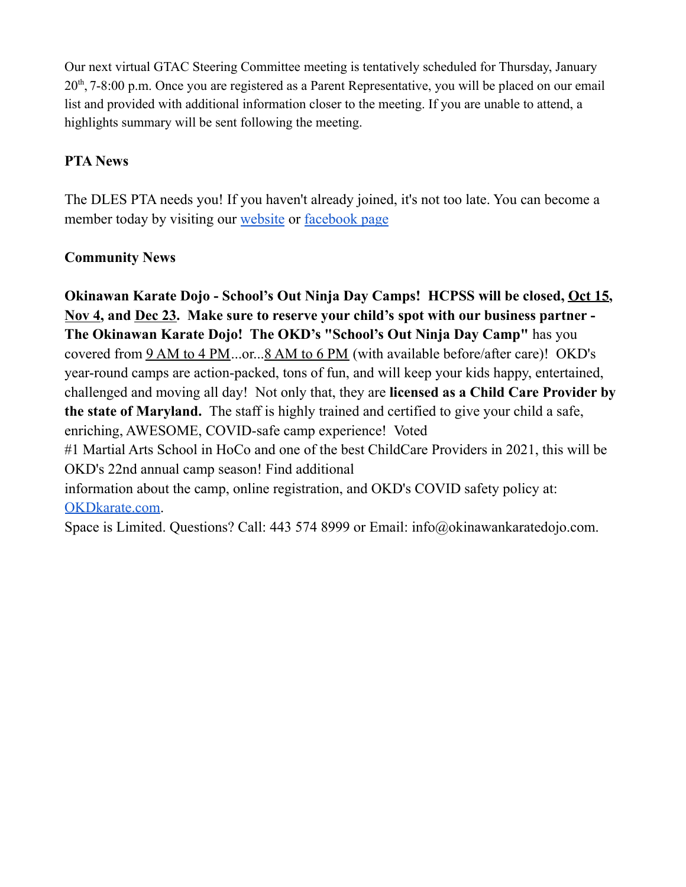Our next virtual GTAC Steering Committee meeting is tentatively scheduled for Thursday, January 20th, 7-8:00 p.m. Once you are registered as a Parent Representative, you will be placed on our email list and provided with additional information closer to the meeting. If you are unable to attend, a highlights summary will be sent following the meeting.

**PTA News**

The DLES PTA needs you! If you haven't already joined, it's not too late. You can become a member today by visiting our website or facebook page

**Community News**

**Okinawan Karate Dojo - School's Out Ninja Day Camps! HCPSS will be closed, Oct 15, Nov 4, and Dec 23. Make sure to reserve your child's spot with our business partner - The Okinawan Karate Dojo! The OKD's "School's Out Ninja Day Camp"** has you covered from 9 AM to 4 PM...or...8 AM to 6 PM (with available before/after care)! OKD's year-round camps are action-packed, tons of fun, and will keep your kids happy, entertained, challenged and moving all day! Not only that, they are **licensed as a Child Care Provider by the state of Maryland.** The staff is highly trained and certified to give your child a safe, enriching, AWESOME, COVID-safe camp experience! Voted #1 Martial Arts School in HoCo and one of the best ChildCare Providers in 2021, this will be OKD's 22nd annual camp season! Find additional information about the camp, online registration, and OKD's COVID safety policy at: OKDkarate.com.

Space is Limited. Questions? Call: 443 574 8999 or Email: info@okinawankaratedojo.com.